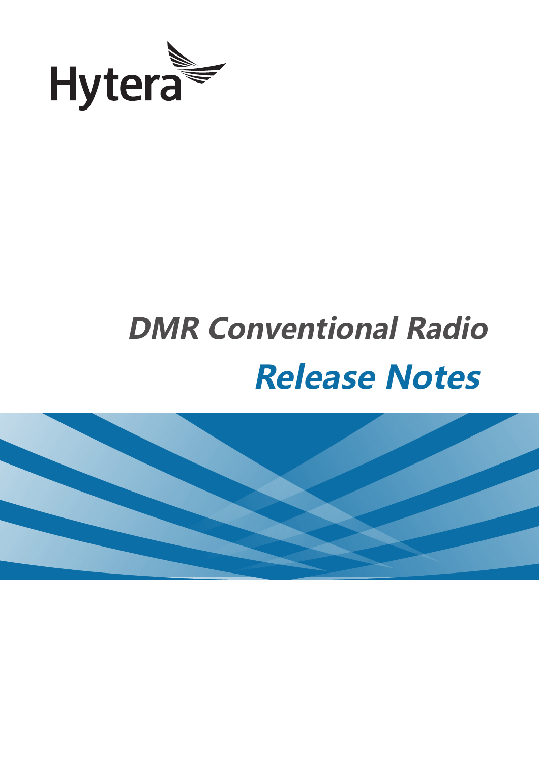Hytera

# DMR Conventional Radio

# Release Notes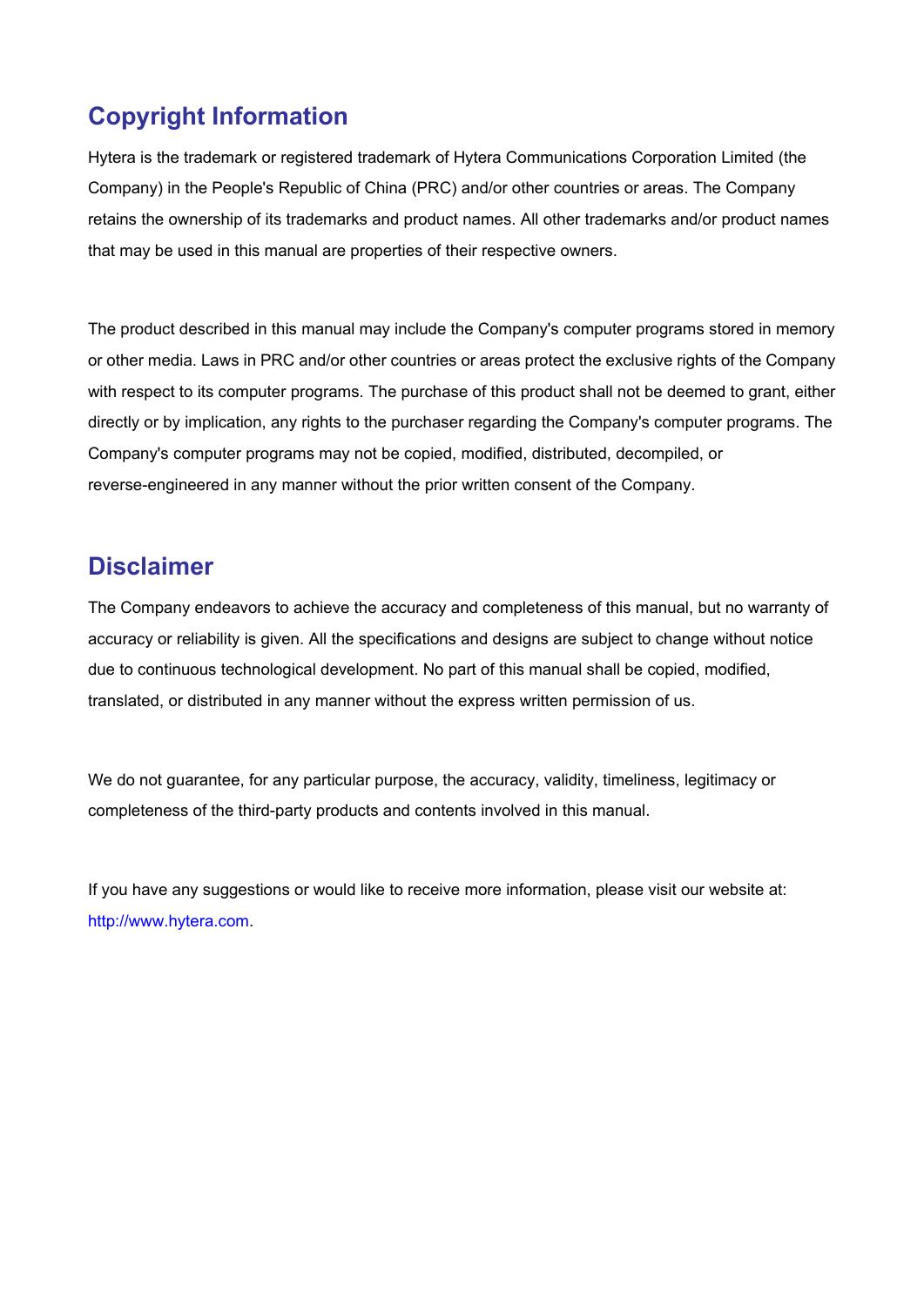## Copyright Information

Hytera is the trademark or registered trademark of Hytera Communications Corporation Limited (the Company) in the People's Republic of China (PRC) and/or other countries or areas. The Company retains the ownership of its trademarks and product names. All other trademarks and/or product names that may be used in this manual are properties of their respective owners.

The product described in this manual may include the Company's computer programs stored in memory or other media. Laws in PRC and/or other countries or areas protect the exclusive rights of the Company with respect to its computer programs. The purchase of this product shall not be deemed to grant, either directly or by implication, any rights to the purchaser regarding the Company's computer programs. The Company's computer programs may not be copied, modified, distributed, decompiled, or reverse-engineered in any manner without the prior written consent of the Company.

## Disclaimer

The Company endeavors to achieve the accuracy and completeness of this manual, but no warranty of accuracy or reliability is given. All the specifications and designs are subject to change without notice due to continuous technological development. No part of this manual shall be copied, modified, translated, or distributed in any manner without the express written permission of us.

We do not guarantee, for any particular purpose, the accuracy, validity, timeliness, legitimacy or completeness of the third-party products and contents involved in this manual.

If you have any suggestions or would like to receive more information, please visit our website at: http://www.hytera.com.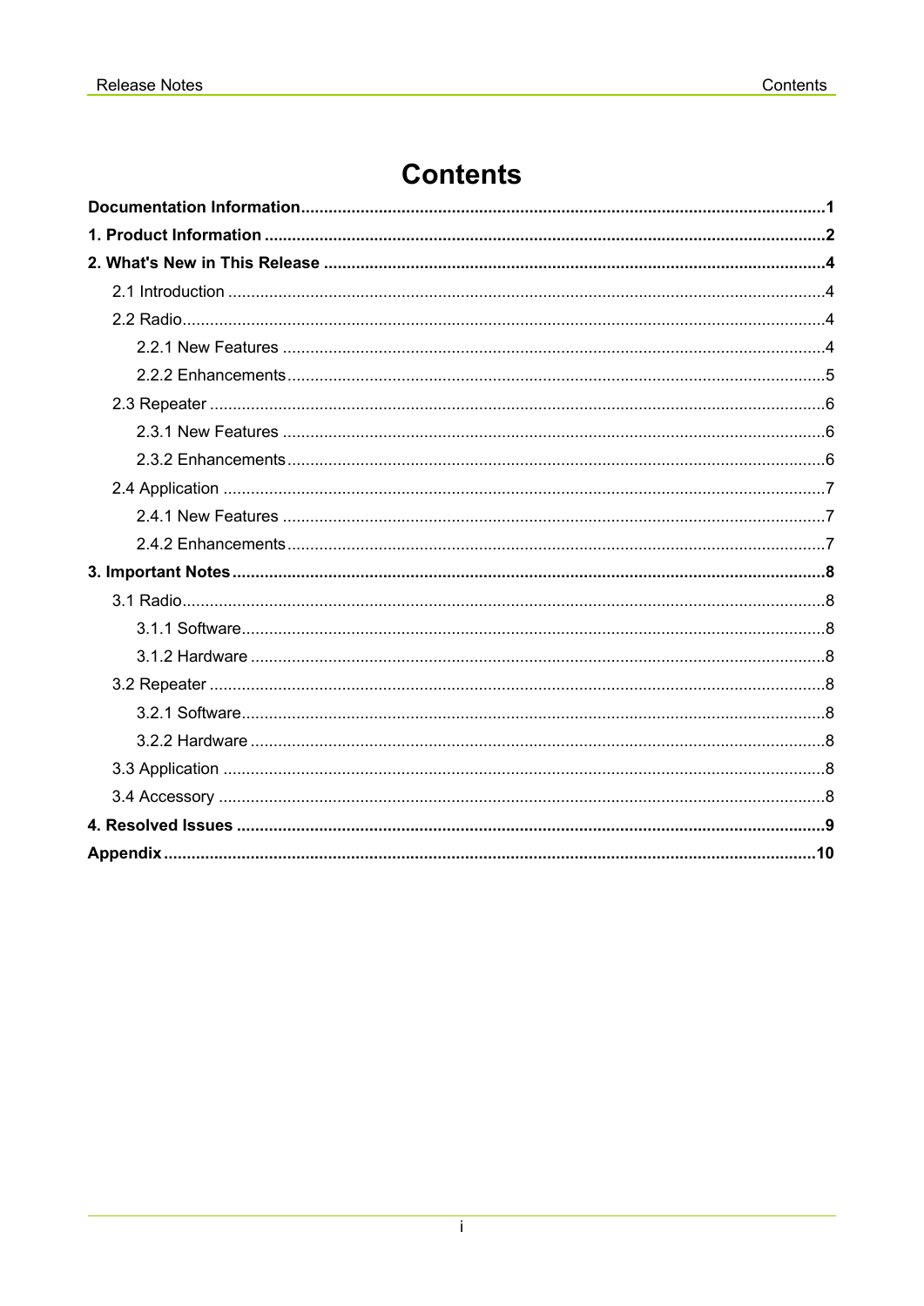# Contents

**Documentation Information** ........ **1**

**1. Product Information** ........ **2**

**2. What's New in This Release** ........ **4**

- 2.1 Introduction ........ 4
- 2.2 Radio ........ 4
  - 2.2.1 New Features ........ 4
  - 2.2.2 Enhancements ........ 5
- 2.3 Repeater ........ 6
  - 2.3.1 New Features ........ 6
  - 2.3.2 Enhancements ........ 6
- 2.4 Application ........ 7
  - 2.4.1 New Features ........ 7
  - 2.4.2 Enhancements ........ 7

**3. Important Notes** ........ **8**

- 3.1 Radio ........ 8
  - 3.1.1 Software ........ 8
  - 3.1.2 Hardware ........ 8
- 3.2 Repeater ........ 8
  - 3.2.1 Software ........ 8
  - 3.2.2 Hardware ........ 8
- 3.3 Application ........ 8
- 3.4 Accessory ........ 8

**4. Resolved Issues** ........ **9**

**Appendix** ........ **10**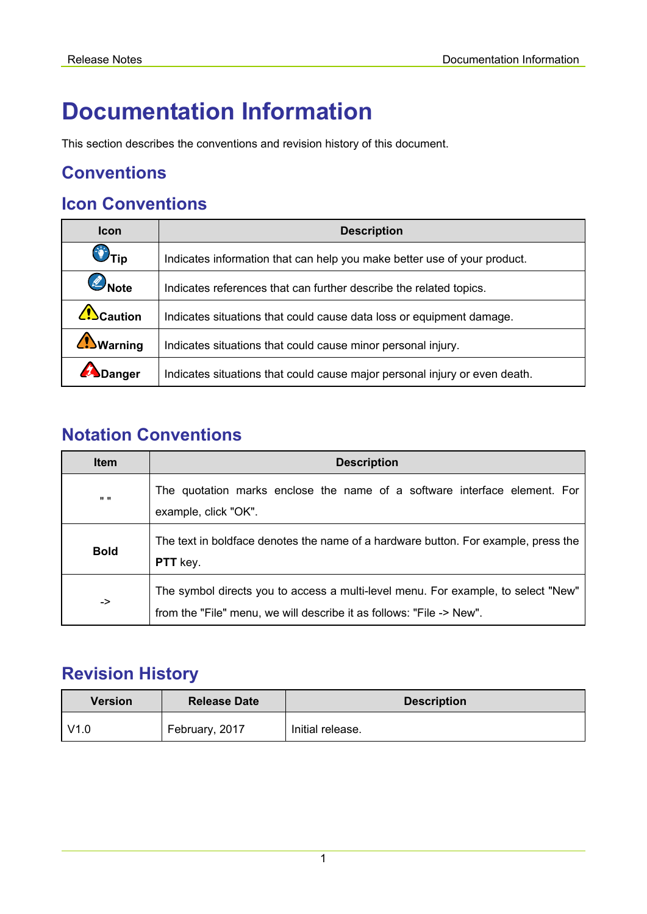# Documentation Information

This section describes the conventions and revision history of this document.

## Conventions

## Icon Conventions

| Icon | Description |
|---|---|
| Tip | Indicates information that can help you make better use of your product. |
| Note | Indicates references that can further describe the related topics. |
| Caution | Indicates situations that could cause data loss or equipment damage. |
| Warning | Indicates situations that could cause minor personal injury. |
| Danger | Indicates situations that could cause major personal injury or even death. |

## Notation Conventions

| Item | Description |
|---|---|
| " " | The quotation marks enclose the name of a software interface element. For example, click "OK". |
| **Bold** | The text in boldface denotes the name of a hardware button. For example, press the **PTT** key. |
| -> | The symbol directs you to access a multi-level menu. For example, to select "New" from the "File" menu, we will describe it as follows: "File -> New". |

## Revision History

| Version | Release Date | Description |
|---|---|---|
| V1.0 | February, 2017 | Initial release. |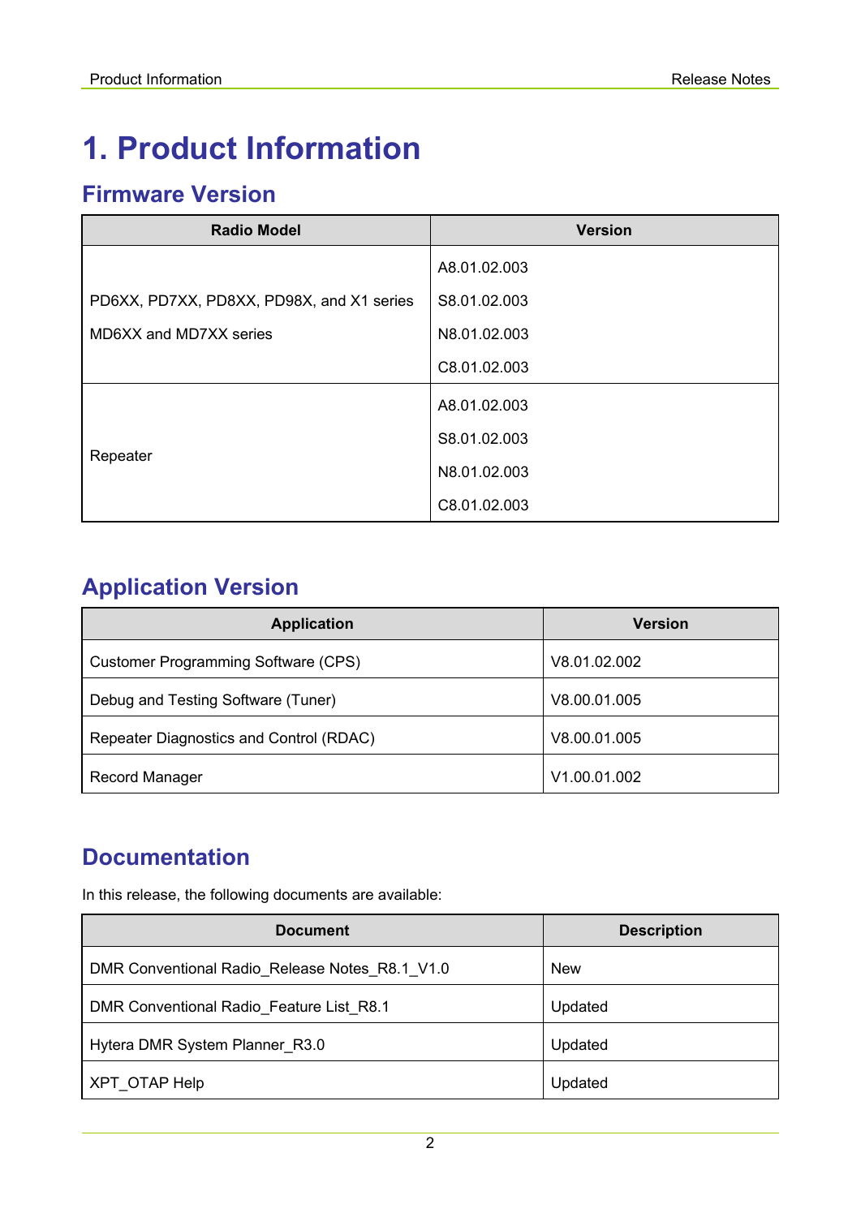# 1. Product Information

## Firmware Version

| Radio Model | Version |
|---|---|
| PD6XX, PD7XX, PD8XX, PD98X, and X1 series<br>MD6XX and MD7XX series | A8.01.02.003<br>S8.01.02.003<br>N8.01.02.003<br>C8.01.02.003 |
| Repeater | A8.01.02.003<br>S8.01.02.003<br>N8.01.02.003<br>C8.01.02.003 |

## Application Version

| Application | Version |
|---|---|
| Customer Programming Software (CPS) | V8.01.02.002 |
| Debug and Testing Software (Tuner) | V8.00.01.005 |
| Repeater Diagnostics and Control (RDAC) | V8.00.01.005 |
| Record Manager | V1.00.01.002 |

## Documentation

In this release, the following documents are available:

| Document | Description |
|---|---|
| DMR Conventional Radio_Release Notes_R8.1_V1.0 | New |
| DMR Conventional Radio_Feature List_R8.1 | Updated |
| Hytera DMR System Planner_R3.0 | Updated |
| XPT_OTAP Help | Updated |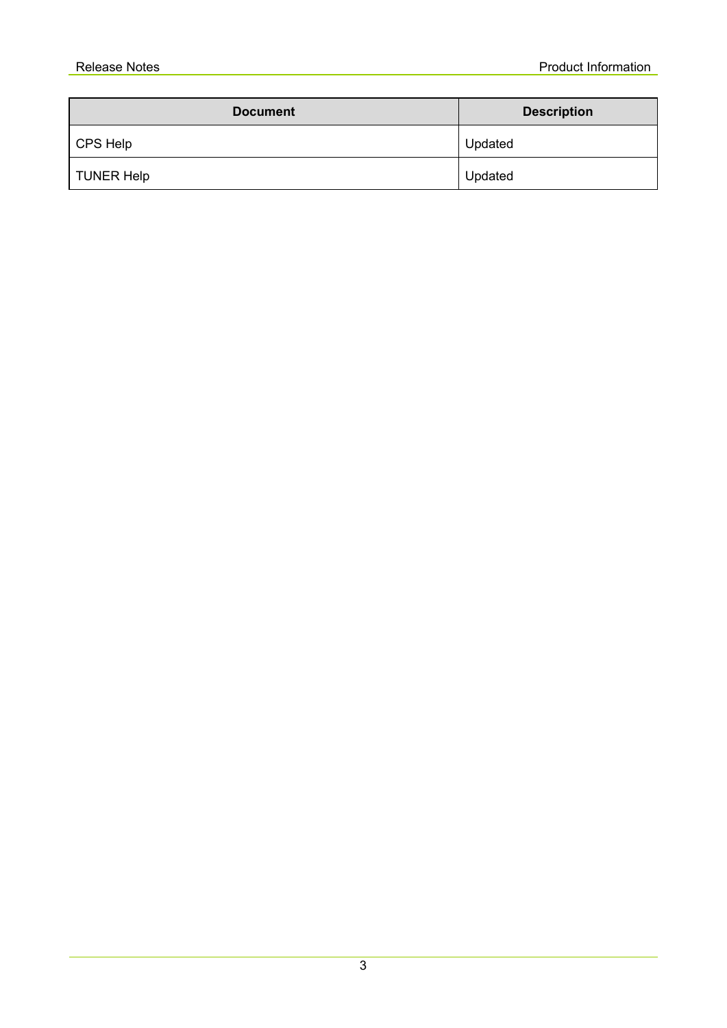| Document | Description |
| --- | --- |
| CPS Help | Updated |
| TUNER Help | Updated |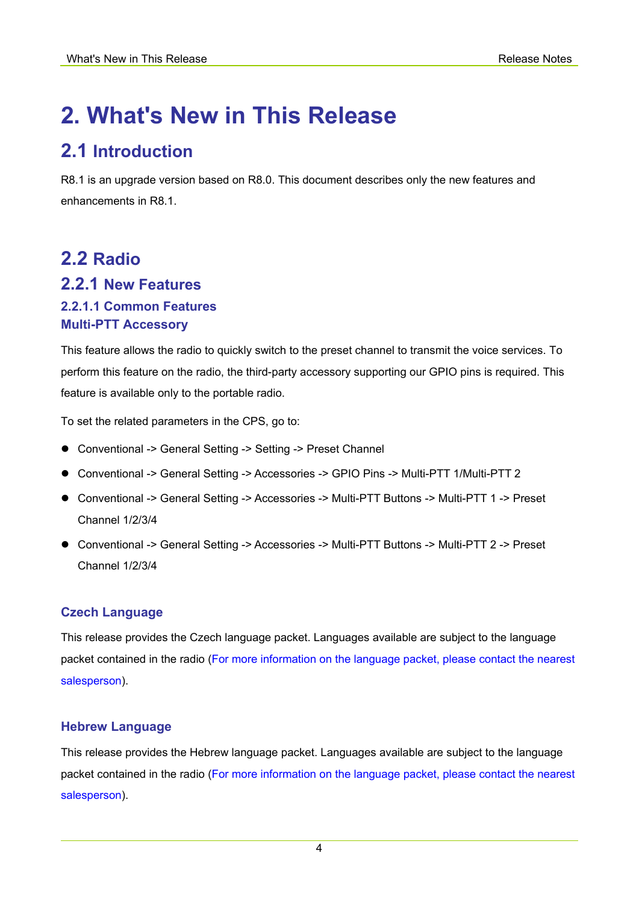# 2. What's New in This Release

## 2.1 Introduction

R8.1 is an upgrade version based on R8.0. This document describes only the new features and enhancements in R8.1.

## 2.2 Radio

### 2.2.1 New Features

#### 2.2.1.1 Common Features

#### Multi-PTT Accessory

This feature allows the radio to quickly switch to the preset channel to transmit the voice services. To perform this feature on the radio, the third-party accessory supporting our GPIO pins is required. This feature is available only to the portable radio.

To set the related parameters in the CPS, go to:

- Conventional -> General Setting -> Setting -> Preset Channel
- Conventional -> General Setting -> Accessories -> GPIO Pins -> Multi-PTT 1/Multi-PTT 2
- Conventional -> General Setting -> Accessories -> Multi-PTT Buttons -> Multi-PTT 1 -> Preset Channel 1/2/3/4
- Conventional -> General Setting -> Accessories -> Multi-PTT Buttons -> Multi-PTT 2 -> Preset Channel 1/2/3/4

#### Czech Language

This release provides the Czech language packet. Languages available are subject to the language packet contained in the radio (For more information on the language packet, please contact the nearest salesperson).

#### Hebrew Language

This release provides the Hebrew language packet. Languages available are subject to the language packet contained in the radio (For more information on the language packet, please contact the nearest salesperson).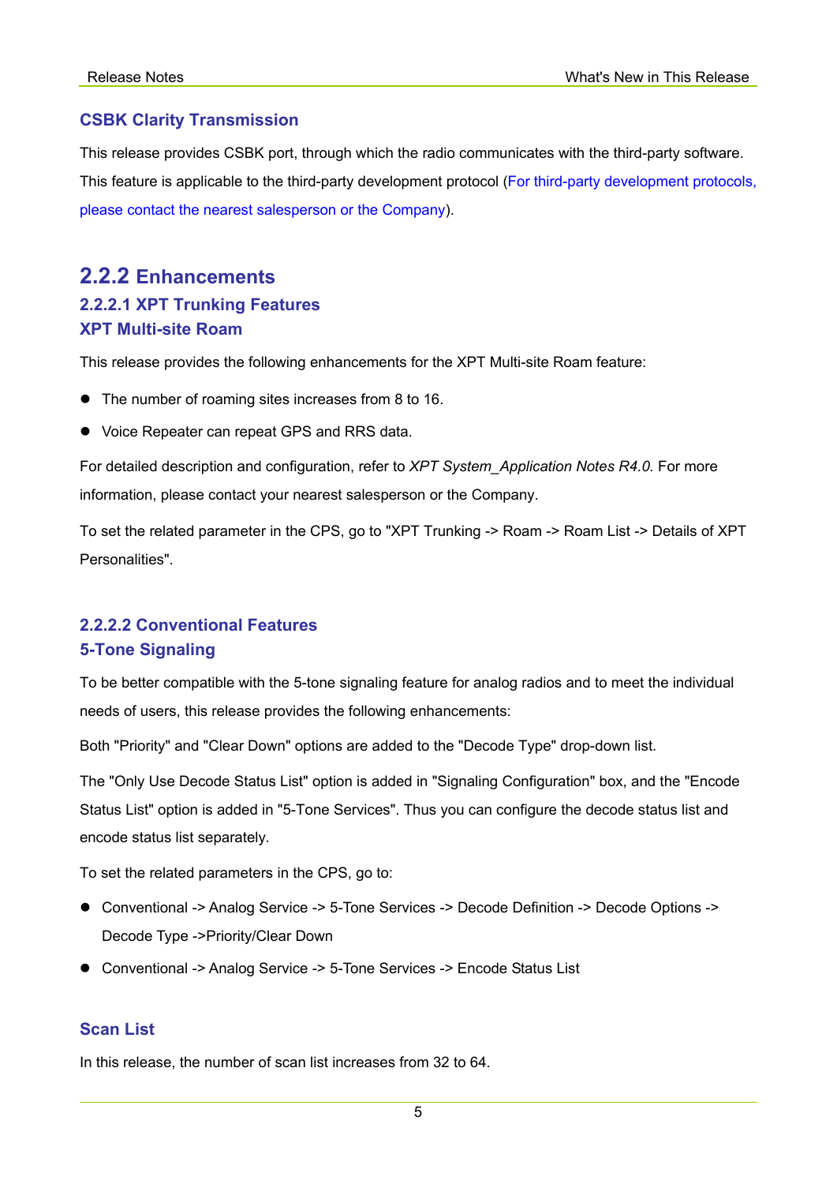#### CSBK Clarity Transmission

This release provides CSBK port, through which the radio communicates with the third-party software. This feature is applicable to the third-party development protocol (For third-party development protocols, please contact the nearest salesperson or the Company).

### 2.2.2 Enhancements

#### 2.2.2.1 XPT Trunking Features

#### XPT Multi-site Roam

This release provides the following enhancements for the XPT Multi-site Roam feature:

- The number of roaming sites increases from 8 to 16.
- Voice Repeater can repeat GPS and RRS data.

For detailed description and configuration, refer to *XPT System_Application Notes R4.0.* For more information, please contact your nearest salesperson or the Company.

To set the related parameter in the CPS, go to "XPT Trunking -> Roam -> Roam List -> Details of XPT Personalities".

#### 2.2.2.2 Conventional Features

#### 5-Tone Signaling

To be better compatible with the 5-tone signaling feature for analog radios and to meet the individual needs of users, this release provides the following enhancements:

Both "Priority" and "Clear Down" options are added to the "Decode Type" drop-down list.

The "Only Use Decode Status List" option is added in "Signaling Configuration" box, and the "Encode Status List" option is added in "5-Tone Services". Thus you can configure the decode status list and encode status list separately.

To set the related parameters in the CPS, go to:

- Conventional -> Analog Service -> 5-Tone Services -> Decode Definition -> Decode Options -> Decode Type ->Priority/Clear Down
- Conventional -> Analog Service -> 5-Tone Services -> Encode Status List

#### Scan List

In this release, the number of scan list increases from 32 to 64.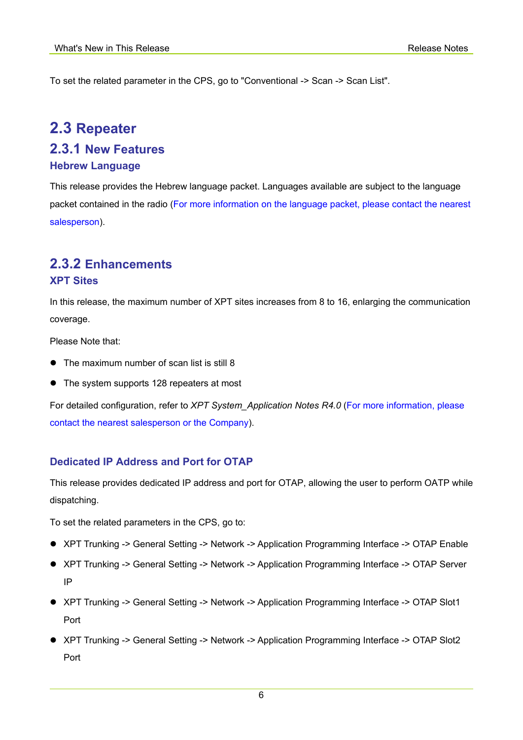To set the related parameter in the CPS, go to "Conventional -> Scan -> Scan List".

## 2.3 Repeater

### 2.3.1 New Features

#### Hebrew Language

This release provides the Hebrew language packet. Languages available are subject to the language packet contained in the radio (For more information on the language packet, please contact the nearest salesperson).

### 2.3.2 Enhancements

#### XPT Sites

In this release, the maximum number of XPT sites increases from 8 to 16, enlarging the communication coverage.

Please Note that:

- The maximum number of scan list is still 8
- The system supports 128 repeaters at most

For detailed configuration, refer to *XPT System_Application Notes R4.0* (For more information, please contact the nearest salesperson or the Company).

#### Dedicated IP Address and Port for OTAP

This release provides dedicated IP address and port for OTAP, allowing the user to perform OATP while dispatching.

To set the related parameters in the CPS, go to:

- XPT Trunking -> General Setting -> Network -> Application Programming Interface -> OTAP Enable
- XPT Trunking -> General Setting -> Network -> Application Programming Interface -> OTAP Server IP
- XPT Trunking -> General Setting -> Network -> Application Programming Interface -> OTAP Slot1 Port
- XPT Trunking -> General Setting -> Network -> Application Programming Interface -> OTAP Slot2 Port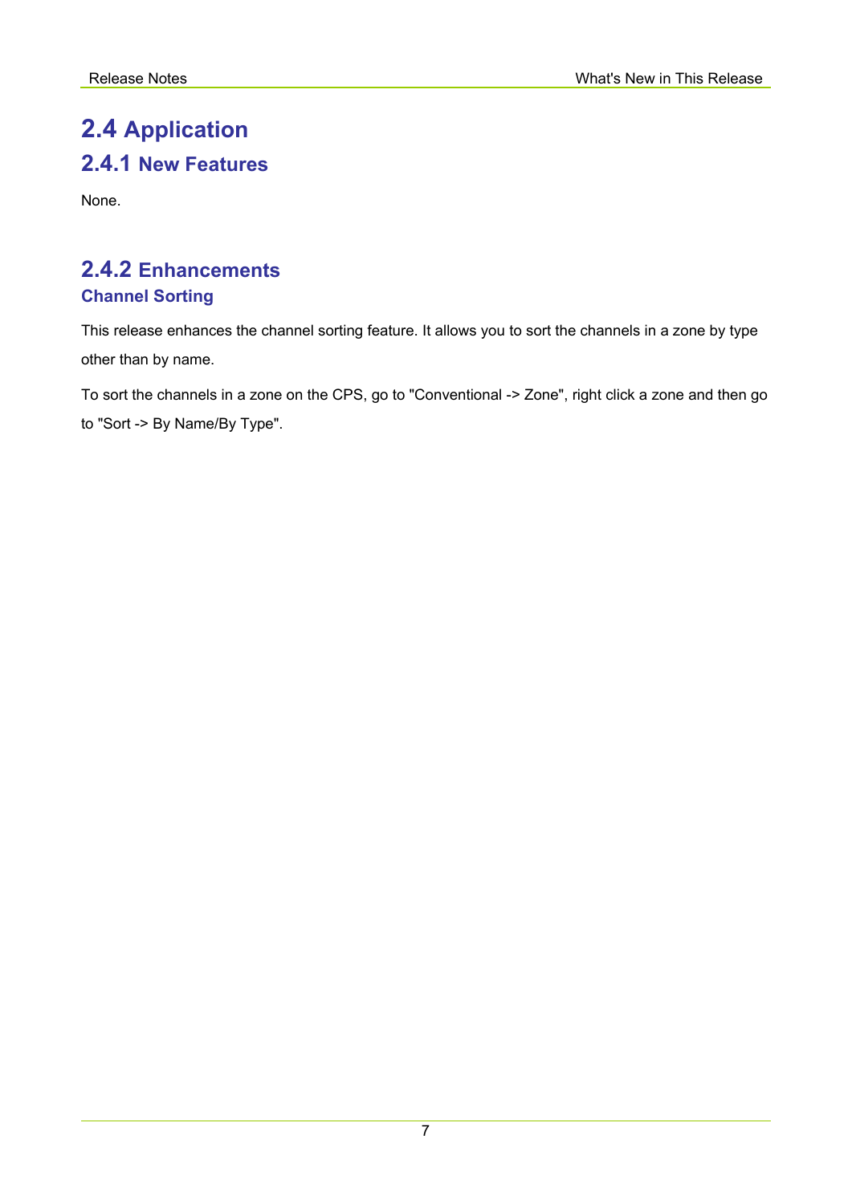## 2.4 Application

### 2.4.1 New Features

None.

### 2.4.2 Enhancements

#### Channel Sorting

This release enhances the channel sorting feature. It allows you to sort the channels in a zone by type other than by name.

To sort the channels in a zone on the CPS, go to "Conventional -> Zone", right click a zone and then go to "Sort -> By Name/By Type".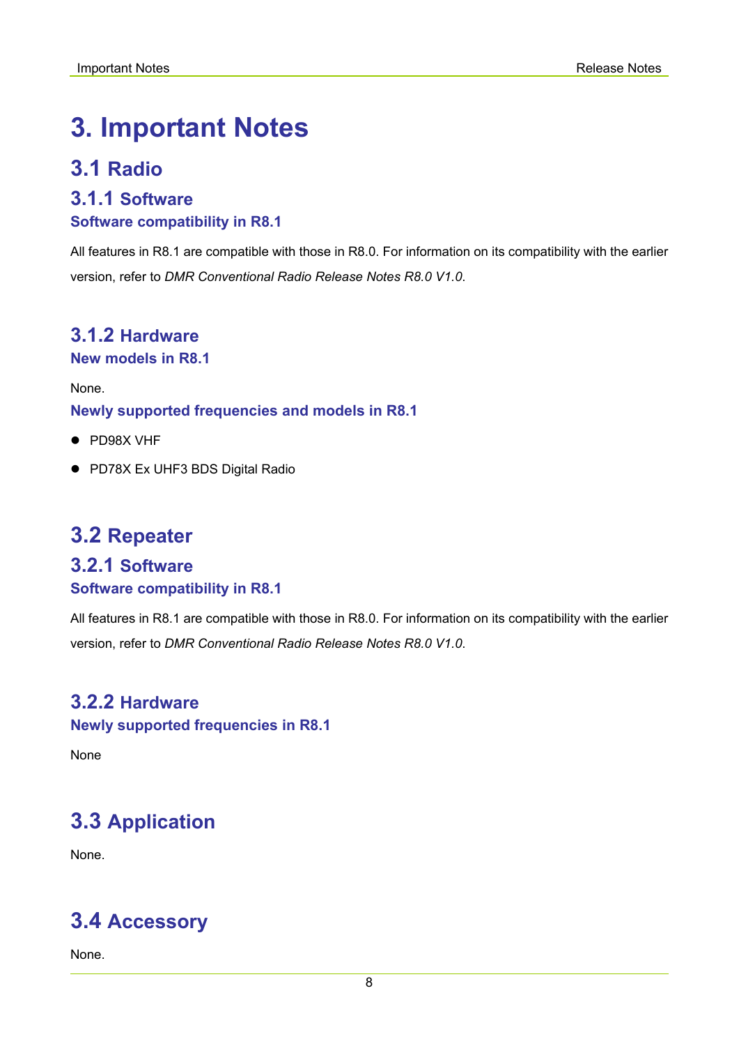# 3. Important Notes

## 3.1 Radio

### 3.1.1 Software

#### Software compatibility in R8.1

All features in R8.1 are compatible with those in R8.0. For information on its compatibility with the earlier version, refer to *DMR Conventional Radio Release Notes R8.0 V1.0*.

### 3.1.2 Hardware

#### New models in R8.1

None.

#### Newly supported frequencies and models in R8.1

- PD98X VHF
- PD78X Ex UHF3 BDS Digital Radio

## 3.2 Repeater

### 3.2.1 Software

#### Software compatibility in R8.1

All features in R8.1 are compatible with those in R8.0. For information on its compatibility with the earlier version, refer to *DMR Conventional Radio Release Notes R8.0 V1.0*.

### 3.2.2 Hardware

#### Newly supported frequencies in R8.1

None

## 3.3 Application

None.

## 3.4 Accessory

None.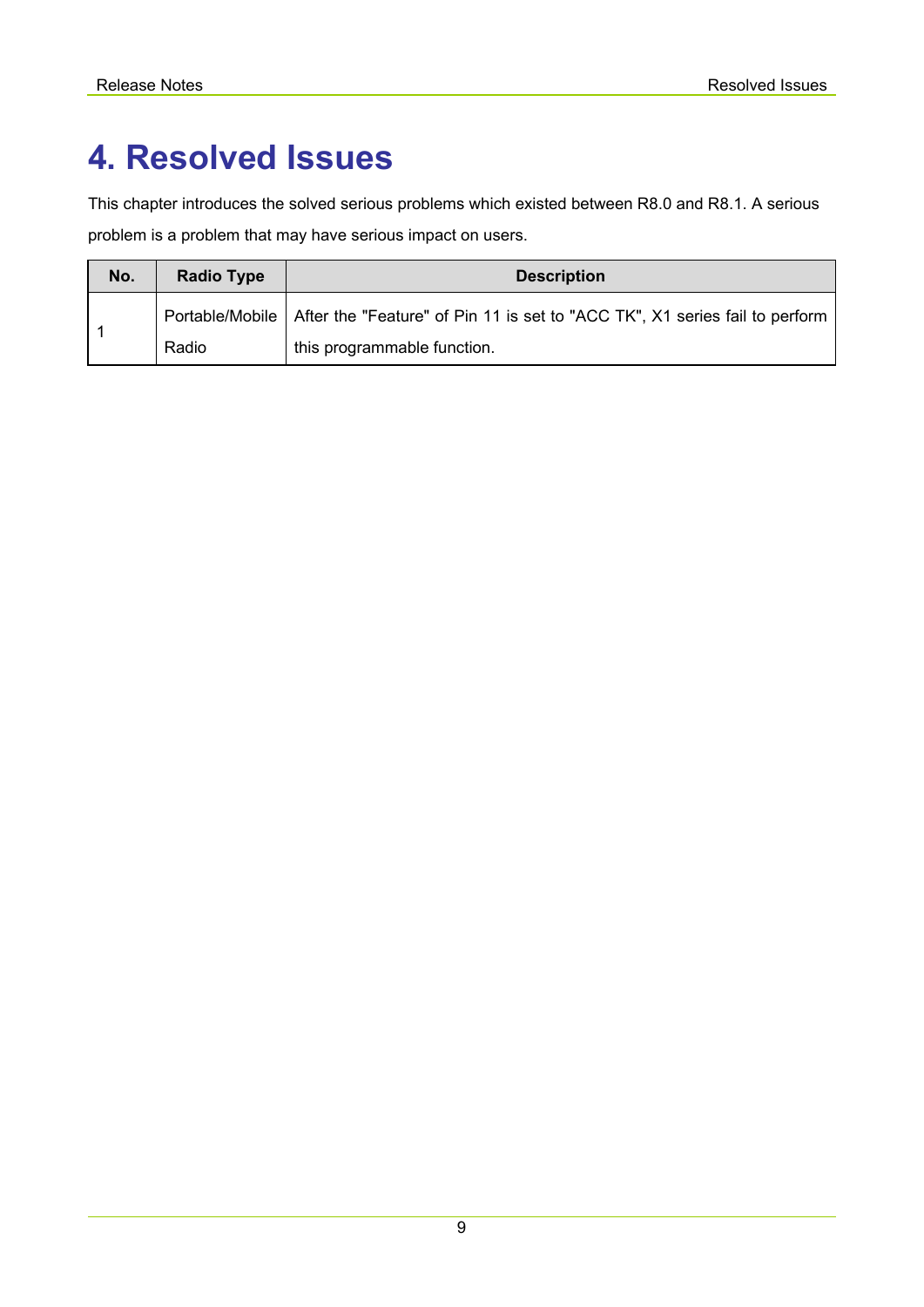# 4. Resolved Issues

This chapter introduces the solved serious problems which existed between R8.0 and R8.1. A serious problem is a problem that may have serious impact on users.

| No. | Radio Type | Description |
| --- | --- | --- |
| 1 | Portable/Mobile Radio | After the "Feature" of Pin 11 is set to "ACC TK", X1 series fail to perform this programmable function. |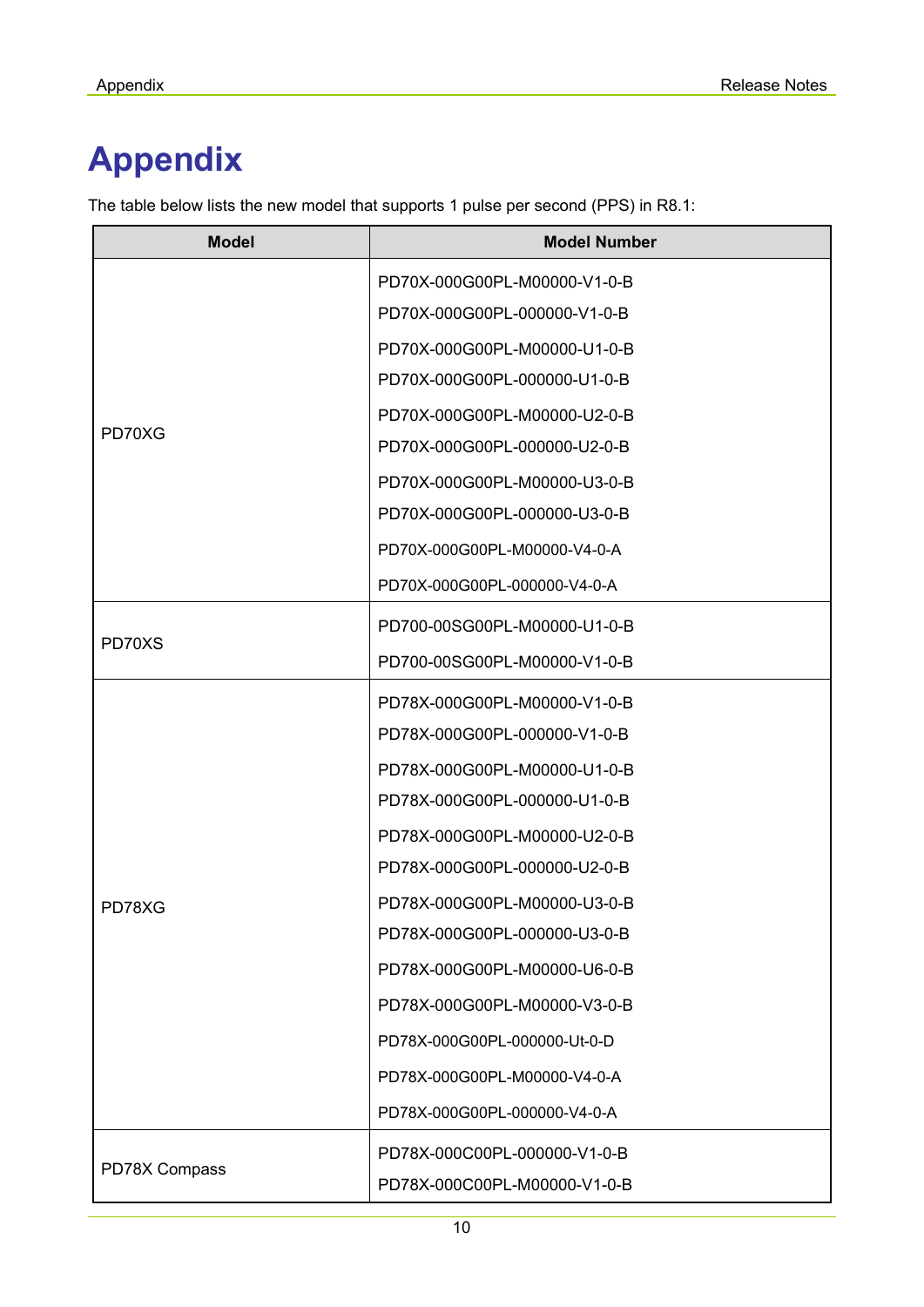# Appendix

The table below lists the new model that supports 1 pulse per second (PPS) in R8.1:

| Model | Model Number |
| --- | --- |
| PD70XG | PD70X-000G00PL-M00000-V1-0-B<br>PD70X-000G00PL-000000-V1-0-B<br>PD70X-000G00PL-M00000-U1-0-B<br>PD70X-000G00PL-000000-U1-0-B<br>PD70X-000G00PL-M00000-U2-0-B<br>PD70X-000G00PL-000000-U2-0-B<br>PD70X-000G00PL-M00000-U3-0-B<br>PD70X-000G00PL-000000-U3-0-B<br>PD70X-000G00PL-M00000-V4-0-A<br>PD70X-000G00PL-000000-V4-0-A |
| PD70XS | PD700-00SG00PL-M00000-U1-0-B<br>PD700-00SG00PL-M00000-V1-0-B |
| PD78XG | PD78X-000G00PL-M00000-V1-0-B<br>PD78X-000G00PL-000000-V1-0-B<br>PD78X-000G00PL-M00000-U1-0-B<br>PD78X-000G00PL-000000-U1-0-B<br>PD78X-000G00PL-M00000-U2-0-B<br>PD78X-000G00PL-000000-U2-0-B<br>PD78X-000G00PL-M00000-U3-0-B<br>PD78X-000G00PL-000000-U3-0-B<br>PD78X-000G00PL-M00000-U6-0-B<br>PD78X-000G00PL-M00000-V3-0-B<br>PD78X-000G00PL-000000-Ut-0-D<br>PD78X-000G00PL-M00000-V4-0-A<br>PD78X-000G00PL-000000-V4-0-A |
| PD78X Compass | PD78X-000C00PL-000000-V1-0-B<br>PD78X-000C00PL-M00000-V1-0-B |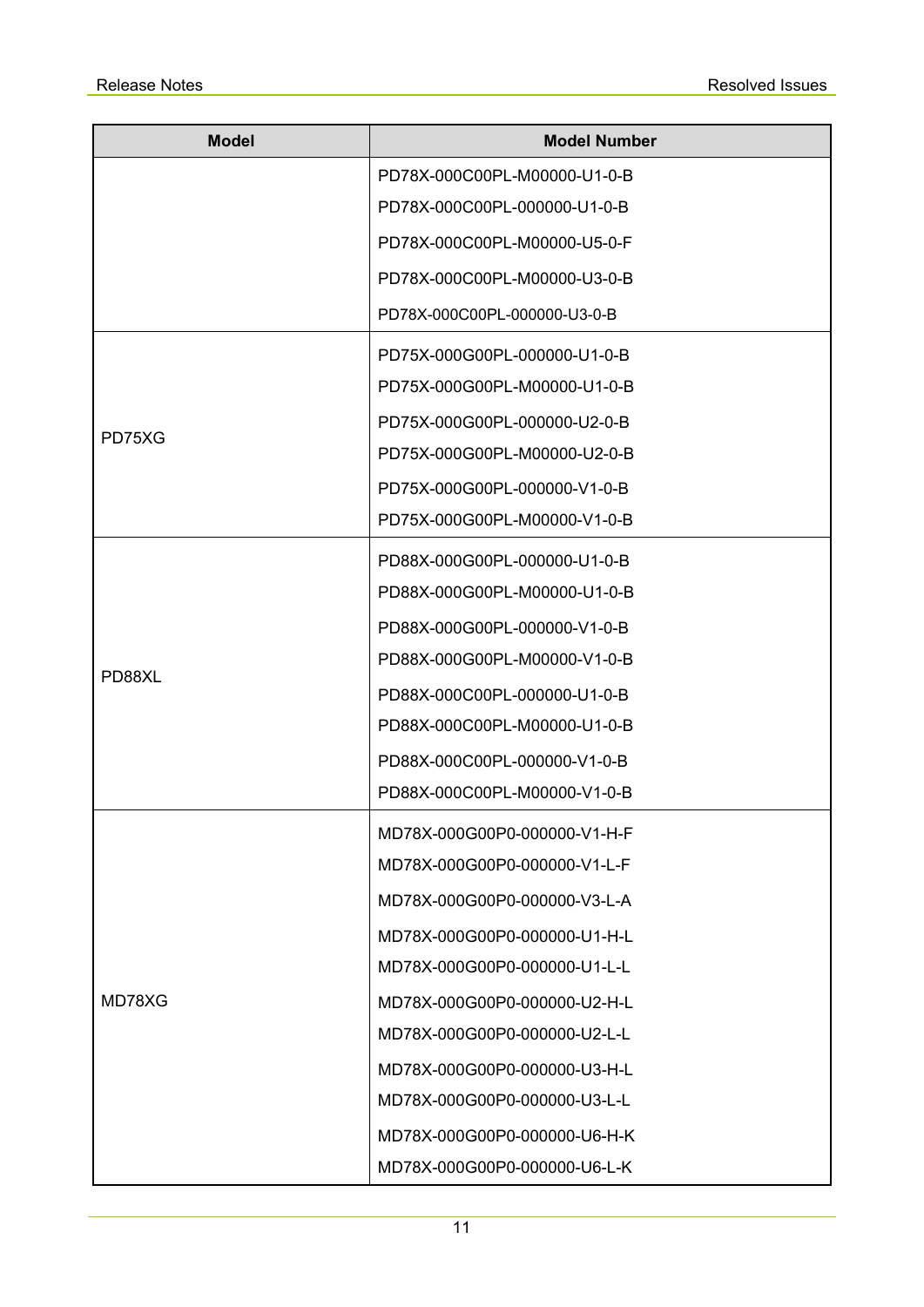| Model | Model Number |
|---|---|
| | PD78X-000C00PL-M00000-U1-0-B<br>PD78X-000C00PL-000000-U1-0-B<br>PD78X-000C00PL-M00000-U5-0-F<br>PD78X-000C00PL-M00000-U3-0-B<br>PD78X-000C00PL-000000-U3-0-B |
| PD75XG | PD75X-000G00PL-000000-U1-0-B<br>PD75X-000G00PL-M00000-U1-0-B<br>PD75X-000G00PL-000000-U2-0-B<br>PD75X-000G00PL-M00000-U2-0-B<br>PD75X-000G00PL-000000-V1-0-B<br>PD75X-000G00PL-M00000-V1-0-B |
| PD88XL | PD88X-000G00PL-000000-U1-0-B<br>PD88X-000G00PL-M00000-U1-0-B<br>PD88X-000G00PL-000000-V1-0-B<br>PD88X-000G00PL-M00000-V1-0-B<br>PD88X-000C00PL-000000-U1-0-B<br>PD88X-000C00PL-M00000-U1-0-B<br>PD88X-000C00PL-000000-V1-0-B<br>PD88X-000C00PL-M00000-V1-0-B |
| MD78XG | MD78X-000G00P0-000000-V1-H-F<br>MD78X-000G00P0-000000-V1-L-F<br>MD78X-000G00P0-000000-V3-L-A<br>MD78X-000G00P0-000000-U1-H-L<br>MD78X-000G00P0-000000-U1-L-L<br>MD78X-000G00P0-000000-U2-H-L<br>MD78X-000G00P0-000000-U2-L-L<br>MD78X-000G00P0-000000-U3-H-L<br>MD78X-000G00P0-000000-U3-L-L<br>MD78X-000G00P0-000000-U6-H-K<br>MD78X-000G00P0-000000-U6-L-K |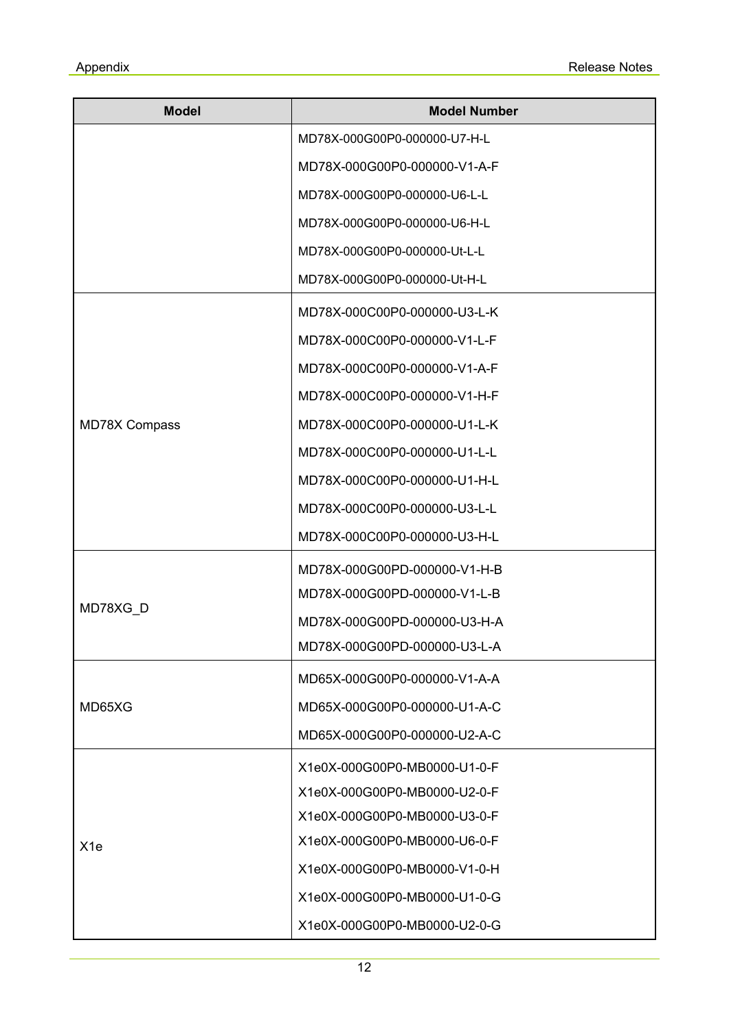| Model | Model Number |
| --- | --- |
| | MD78X-000G00P0-000000-U7-H-L |
| | MD78X-000G00P0-000000-V1-A-F |
| | MD78X-000G00P0-000000-U6-L-L |
| | MD78X-000G00P0-000000-U6-H-L |
| | MD78X-000G00P0-000000-Ut-L-L |
| | MD78X-000G00P0-000000-Ut-H-L |
| MD78X Compass | MD78X-000C00P0-000000-U3-L-K |
| | MD78X-000C00P0-000000-V1-L-F |
| | MD78X-000C00P0-000000-V1-A-F |
| | MD78X-000C00P0-000000-V1-H-F |
| | MD78X-000C00P0-000000-U1-L-K |
| | MD78X-000C00P0-000000-U1-L-L |
| | MD78X-000C00P0-000000-U1-H-L |
| | MD78X-000C00P0-000000-U3-L-L |
| | MD78X-000C00P0-000000-U3-H-L |
| MD78XG_D | MD78X-000G00PD-000000-V1-H-B |
| | MD78X-000G00PD-000000-V1-L-B |
| | MD78X-000G00PD-000000-U3-H-A |
| | MD78X-000G00PD-000000-U3-L-A |
| MD65XG | MD65X-000G00P0-000000-V1-A-A |
| | MD65X-000G00P0-000000-U1-A-C |
| | MD65X-000G00P0-000000-U2-A-C |
| X1e | X1e0X-000G00P0-MB0000-U1-0-F |
| | X1e0X-000G00P0-MB0000-U2-0-F |
| | X1e0X-000G00P0-MB0000-U3-0-F |
| | X1e0X-000G00P0-MB0000-U6-0-F |
| | X1e0X-000G00P0-MB0000-V1-0-H |
| | X1e0X-000G00P0-MB0000-U1-0-G |
| | X1e0X-000G00P0-MB0000-U2-0-G |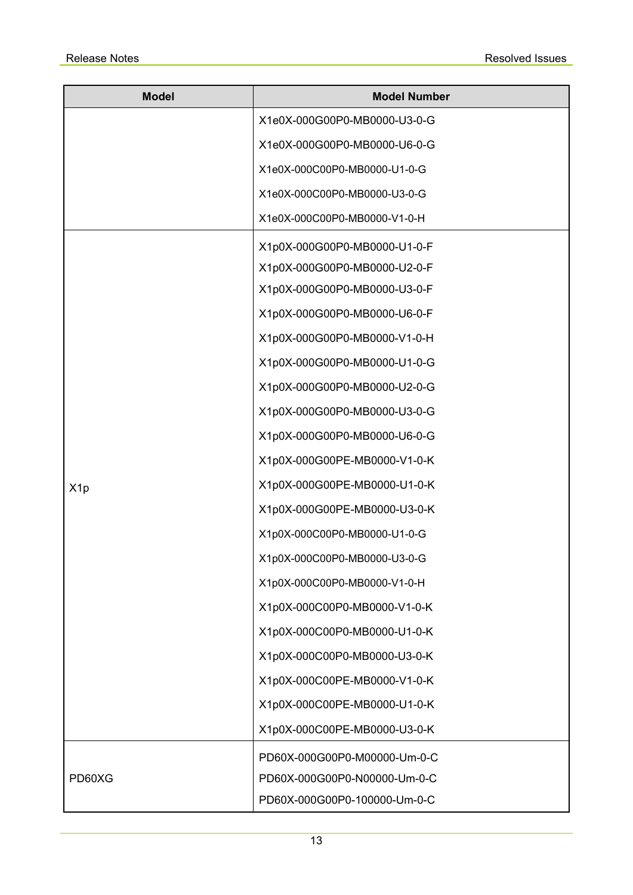| Model | Model Number |
| --- | --- |
| | X1e0X-000G00P0-MB0000-U3-0-G |
| | X1e0X-000G00P0-MB0000-U6-0-G |
| | X1e0X-000C00P0-MB0000-U1-0-G |
| | X1e0X-000C00P0-MB0000-U3-0-G |
| | X1e0X-000C00P0-MB0000-V1-0-H |
| X1p | X1p0X-000G00P0-MB0000-U1-0-F |
| | X1p0X-000G00P0-MB0000-U2-0-F |
| | X1p0X-000G00P0-MB0000-U3-0-F |
| | X1p0X-000G00P0-MB0000-U6-0-F |
| | X1p0X-000G00P0-MB0000-V1-0-H |
| | X1p0X-000G00P0-MB0000-U1-0-G |
| | X1p0X-000G00P0-MB0000-U2-0-G |
| | X1p0X-000G00P0-MB0000-U3-0-G |
| | X1p0X-000G00P0-MB0000-U6-0-G |
| | X1p0X-000G00PE-MB0000-V1-0-K |
| | X1p0X-000G00PE-MB0000-U1-0-K |
| | X1p0X-000G00PE-MB0000-U3-0-K |
| | X1p0X-000C00P0-MB0000-U1-0-G |
| | X1p0X-000C00P0-MB0000-U3-0-G |
| | X1p0X-000C00P0-MB0000-V1-0-H |
| | X1p0X-000C00P0-MB0000-V1-0-K |
| | X1p0X-000C00P0-MB0000-U1-0-K |
| | X1p0X-000C00P0-MB0000-U3-0-K |
| | X1p0X-000C00PE-MB0000-V1-0-K |
| | X1p0X-000C00PE-MB0000-U1-0-K |
| | X1p0X-000C00PE-MB0000-U3-0-K |
| PD60XG | PD60X-000G00P0-M00000-Um-0-C |
| | PD60X-000G00P0-N00000-Um-0-C |
| | PD60X-000G00P0-100000-Um-0-C |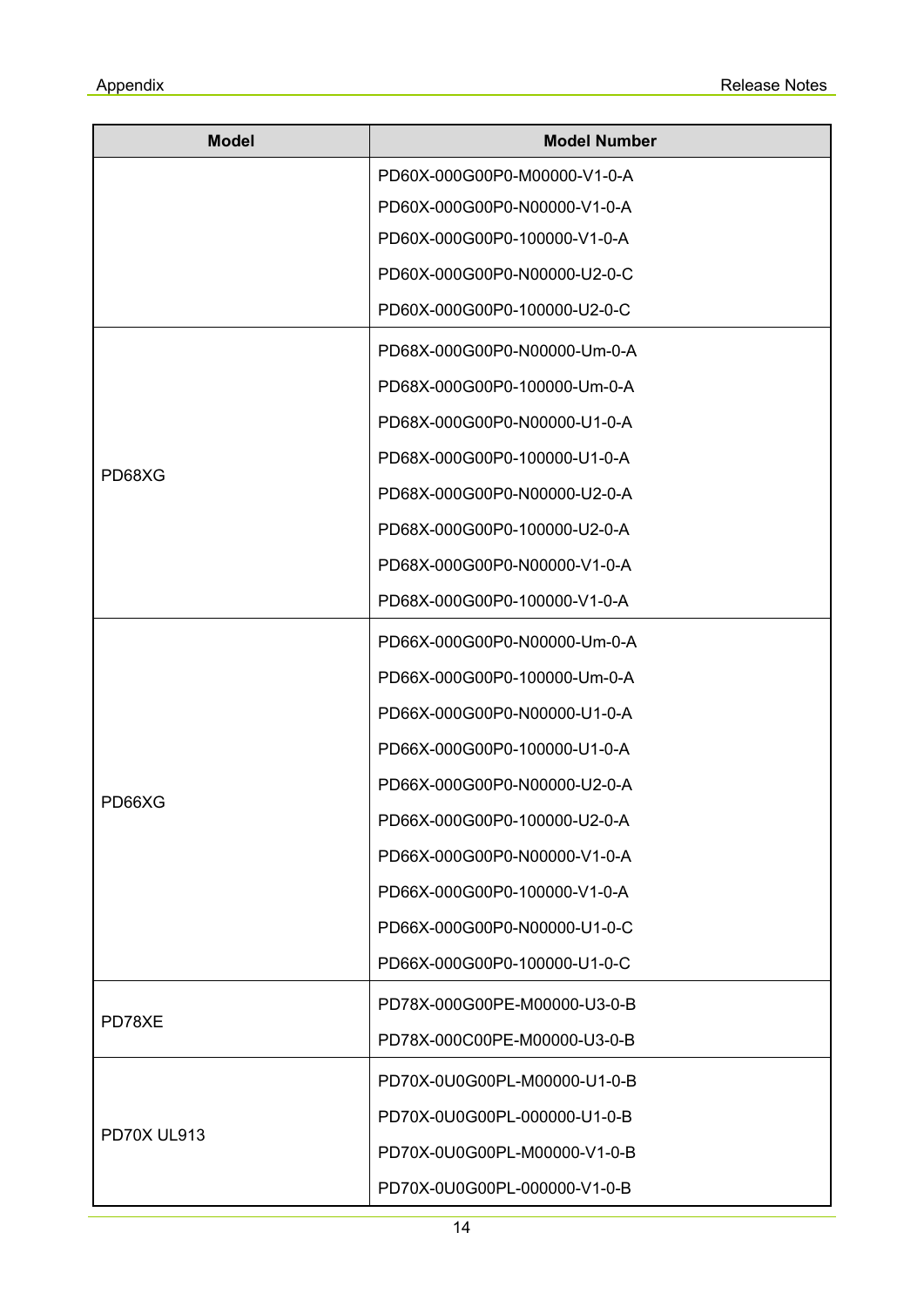| Model | Model Number |
| --- | --- |
| | PD60X-000G00P0-M00000-V1-0-A |
| | PD60X-000G00P0-N00000-V1-0-A |
| | PD60X-000G00P0-100000-V1-0-A |
| | PD60X-000G00P0-N00000-U2-0-C |
| | PD60X-000G00P0-100000-U2-0-C |
| PD68XG | PD68X-000G00P0-N00000-Um-0-A |
| | PD68X-000G00P0-100000-Um-0-A |
| | PD68X-000G00P0-N00000-U1-0-A |
| | PD68X-000G00P0-100000-U1-0-A |
| | PD68X-000G00P0-N00000-U2-0-A |
| | PD68X-000G00P0-100000-U2-0-A |
| | PD68X-000G00P0-N00000-V1-0-A |
| | PD68X-000G00P0-100000-V1-0-A |
| PD66XG | PD66X-000G00P0-N00000-Um-0-A |
| | PD66X-000G00P0-100000-Um-0-A |
| | PD66X-000G00P0-N00000-U1-0-A |
| | PD66X-000G00P0-100000-U1-0-A |
| | PD66X-000G00P0-N00000-U2-0-A |
| | PD66X-000G00P0-100000-U2-0-A |
| | PD66X-000G00P0-N00000-V1-0-A |
| | PD66X-000G00P0-100000-V1-0-A |
| | PD66X-000G00P0-N00000-U1-0-C |
| | PD66X-000G00P0-100000-U1-0-C |
| PD78XE | PD78X-000G00PE-M00000-U3-0-B |
| | PD78X-000C00PE-M00000-U3-0-B |
| PD70X UL913 | PD70X-0U0G00PL-M00000-U1-0-B |
| | PD70X-0U0G00PL-000000-U1-0-B |
| | PD70X-0U0G00PL-M00000-V1-0-B |
| | PD70X-0U0G00PL-000000-V1-0-B |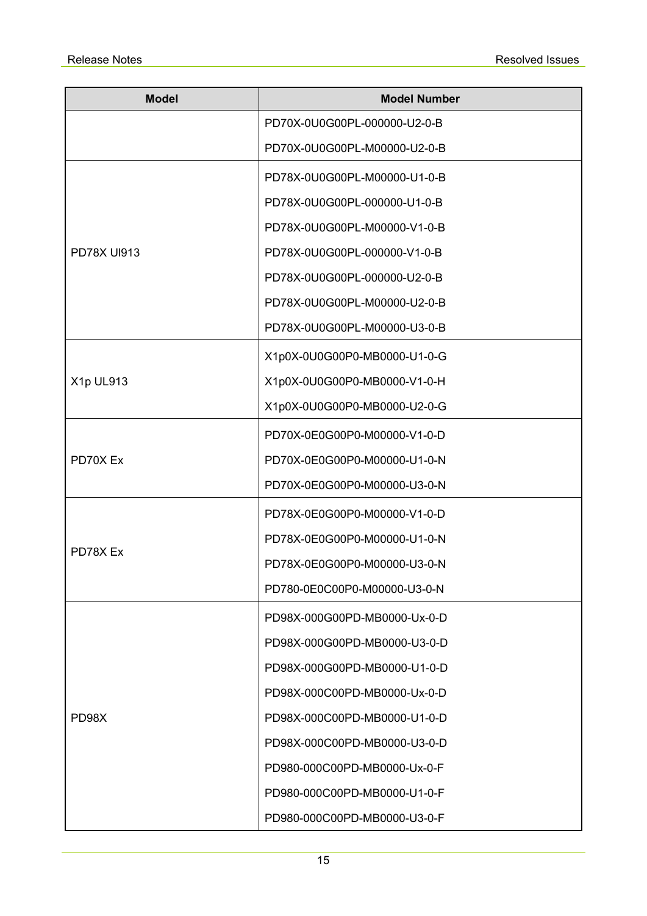| Model | Model Number |
|---|---|
| | PD70X-0U0G00PL-000000-U2-0-B |
| | PD70X-0U0G00PL-M00000-U2-0-B |
| PD78X Ul913 | PD78X-0U0G00PL-M00000-U1-0-B |
| | PD78X-0U0G00PL-000000-U1-0-B |
| | PD78X-0U0G00PL-M00000-V1-0-B |
| | PD78X-0U0G00PL-000000-V1-0-B |
| | PD78X-0U0G00PL-000000-U2-0-B |
| | PD78X-0U0G00PL-M00000-U2-0-B |
| | PD78X-0U0G00PL-M00000-U3-0-B |
| X1p UL913 | X1p0X-0U0G00P0-MB0000-U1-0-G |
| | X1p0X-0U0G00P0-MB0000-V1-0-H |
| | X1p0X-0U0G00P0-MB0000-U2-0-G |
| PD70X Ex | PD70X-0E0G00P0-M00000-V1-0-D |
| | PD70X-0E0G00P0-M00000-U1-0-N |
| | PD70X-0E0G00P0-M00000-U3-0-N |
| PD78X Ex | PD78X-0E0G00P0-M00000-V1-0-D |
| | PD78X-0E0G00P0-M00000-U1-0-N |
| | PD78X-0E0G00P0-M00000-U3-0-N |
| | PD780-0E0C00P0-M00000-U3-0-N |
| PD98X | PD98X-000G00PD-MB0000-Ux-0-D |
| | PD98X-000G00PD-MB0000-U3-0-D |
| | PD98X-000G00PD-MB0000-U1-0-D |
| | PD98X-000C00PD-MB0000-Ux-0-D |
| | PD98X-000C00PD-MB0000-U1-0-D |
| | PD98X-000C00PD-MB0000-U3-0-D |
| | PD980-000C00PD-MB0000-Ux-0-F |
| | PD980-000C00PD-MB0000-U1-0-F |
| | PD980-000C00PD-MB0000-U3-0-F |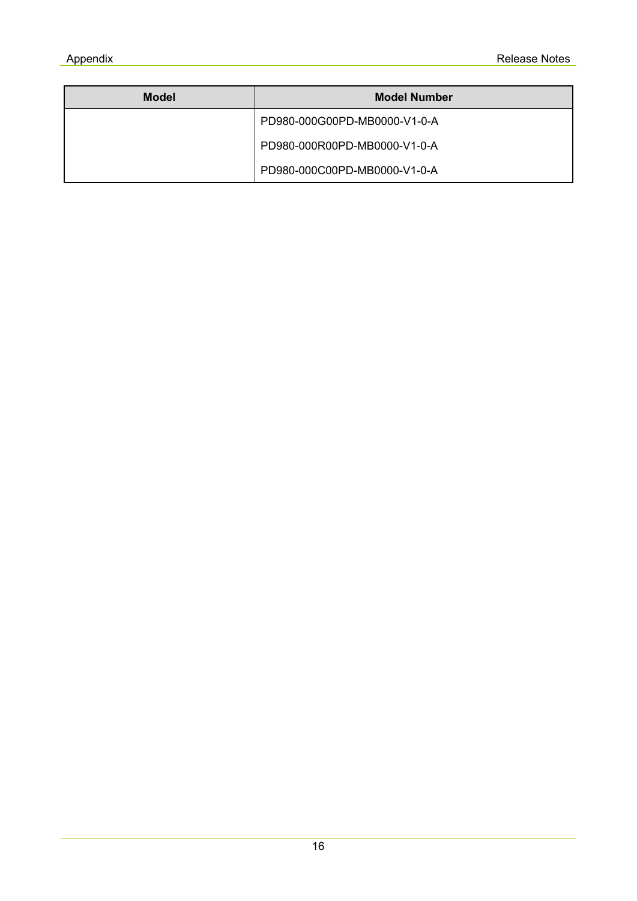| Model | Model Number |
| --- | --- |
| | PD980-000G00PD-MB0000-V1-0-A |
| | PD980-000R00PD-MB0000-V1-0-A |
| | PD980-000C00PD-MB0000-V1-0-A |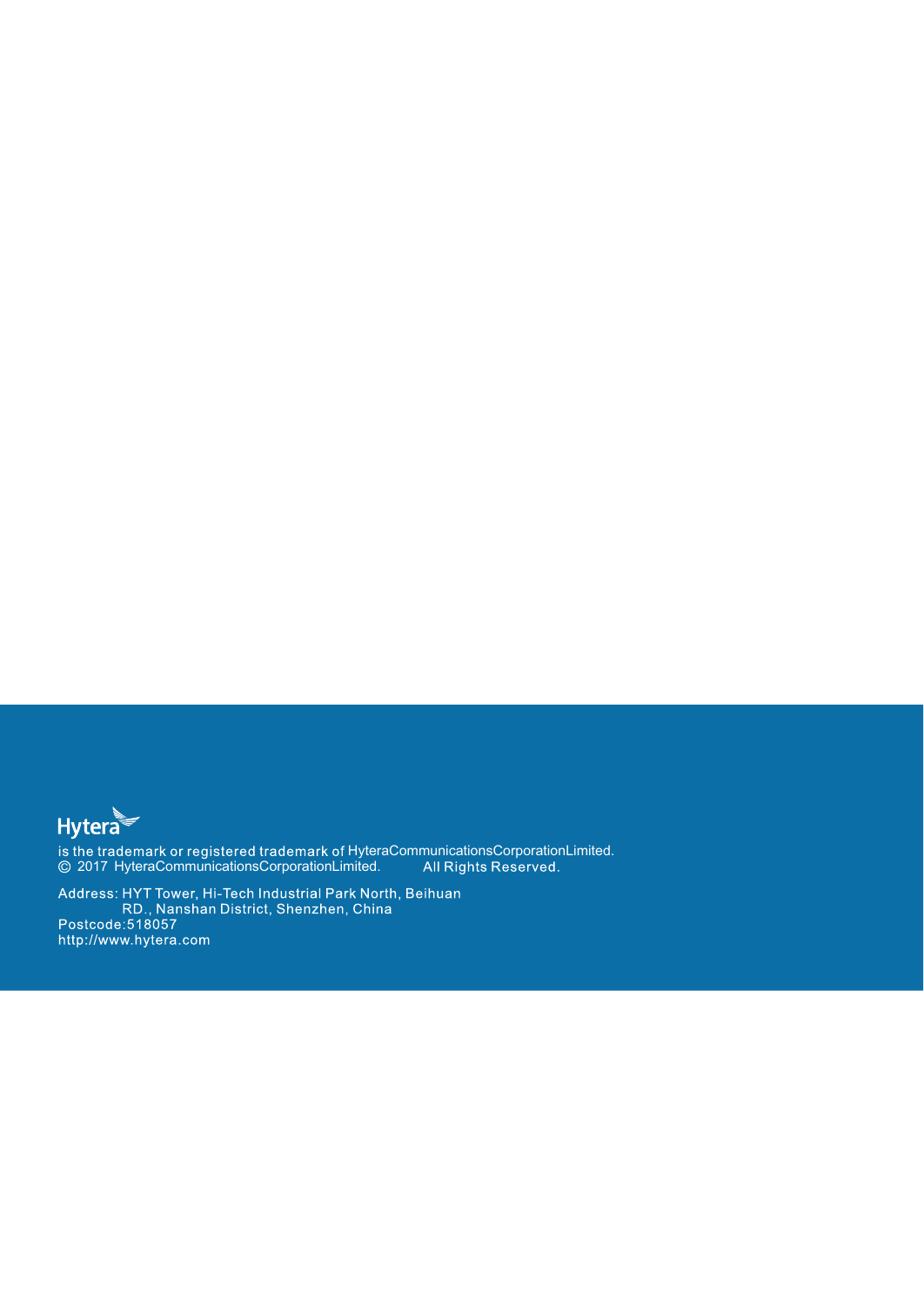Hytera

is the trademark or registered trademark of HyteraCommunicationsCorporationLimited.
© 2017 HyteraCommunicationsCorporationLimited. All Rights Reserved.

Address: HYT Tower, Hi-Tech Industrial Park North, Beihuan
RD., Nanshan District, Shenzhen, China
Postcode:518057
http://www.hytera.com